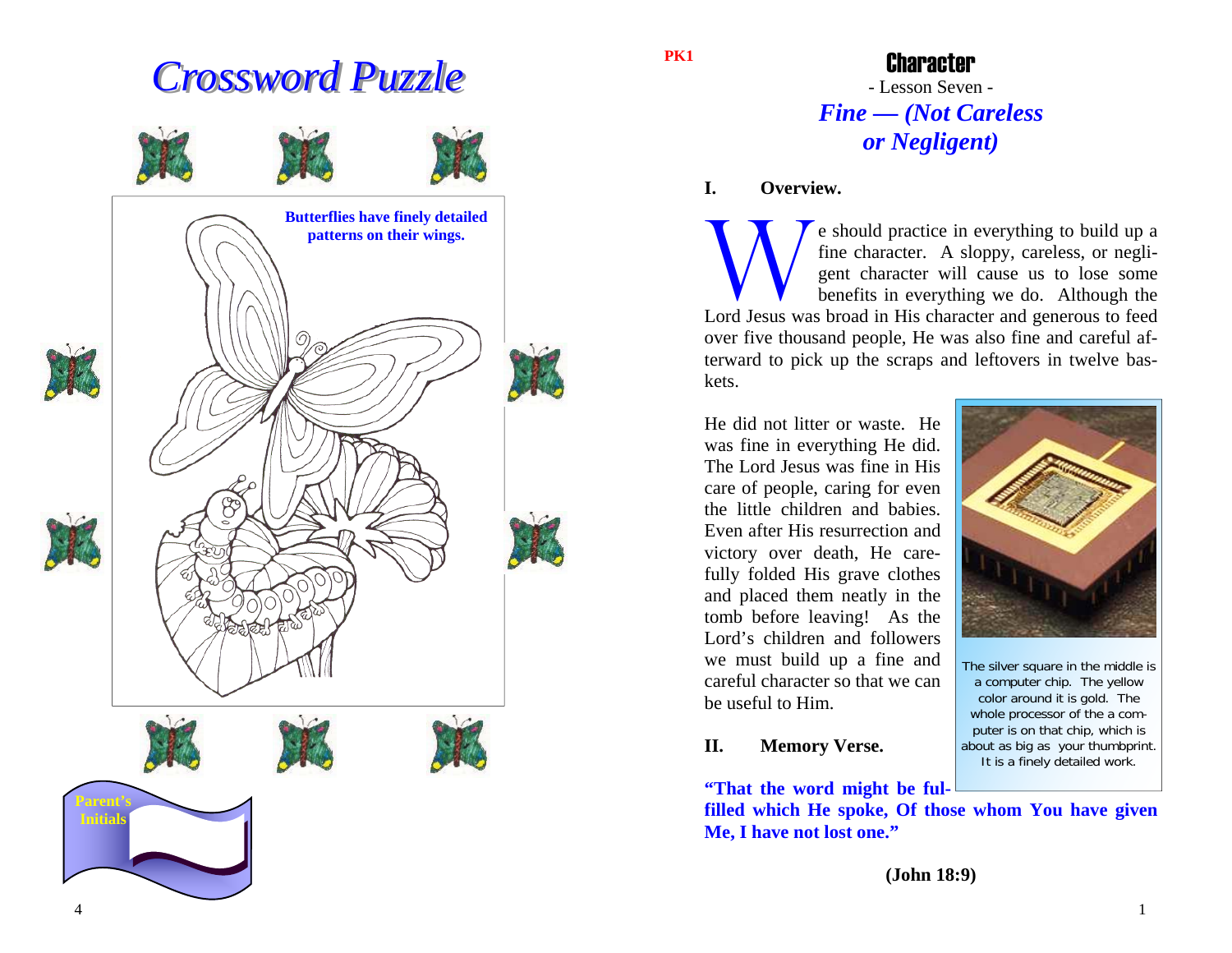# Crossword Puzzle

**Butterflies have finely detailed patterns on their wings.**

Parent's Initials

PK1

## Character

- Lesson Seven -

## *Fine — (Not Careless or Negligent)*

**I. Overview.**

We should practice in everything to build up a fine character. A sloppy, careless, or negligent character will cause us to lose some benefits in everything we do. Although the Lord Jesus was broad in His character and generous to feed over five thousand people, He was also fine and careful afterward to pick up the scraps and leftovers in twelve baskets.

He did not litter or waste. He was fine in everything He did. The Lord Jesus was fine in His care of people, caring for even the little children and babies. Even after His resurrection and victory over death, He carefully folded His grave clothes and placed them neatly in the tomb before leaving! As the Lord's children and followers we must build up a fine and careful character so that we can be useful to Him.

The silver square in the middle is a computer chip. The yellow color around it is gold. The whole processor of the a computer is on that chip, which is about as big as your thumbprint. It is a finely detailed work.

**II. Memory Verse.**

**"That the word might be fulfilled which He spoke, Of those whom You have given Me, I have not lost one."**

**(John 18:9)**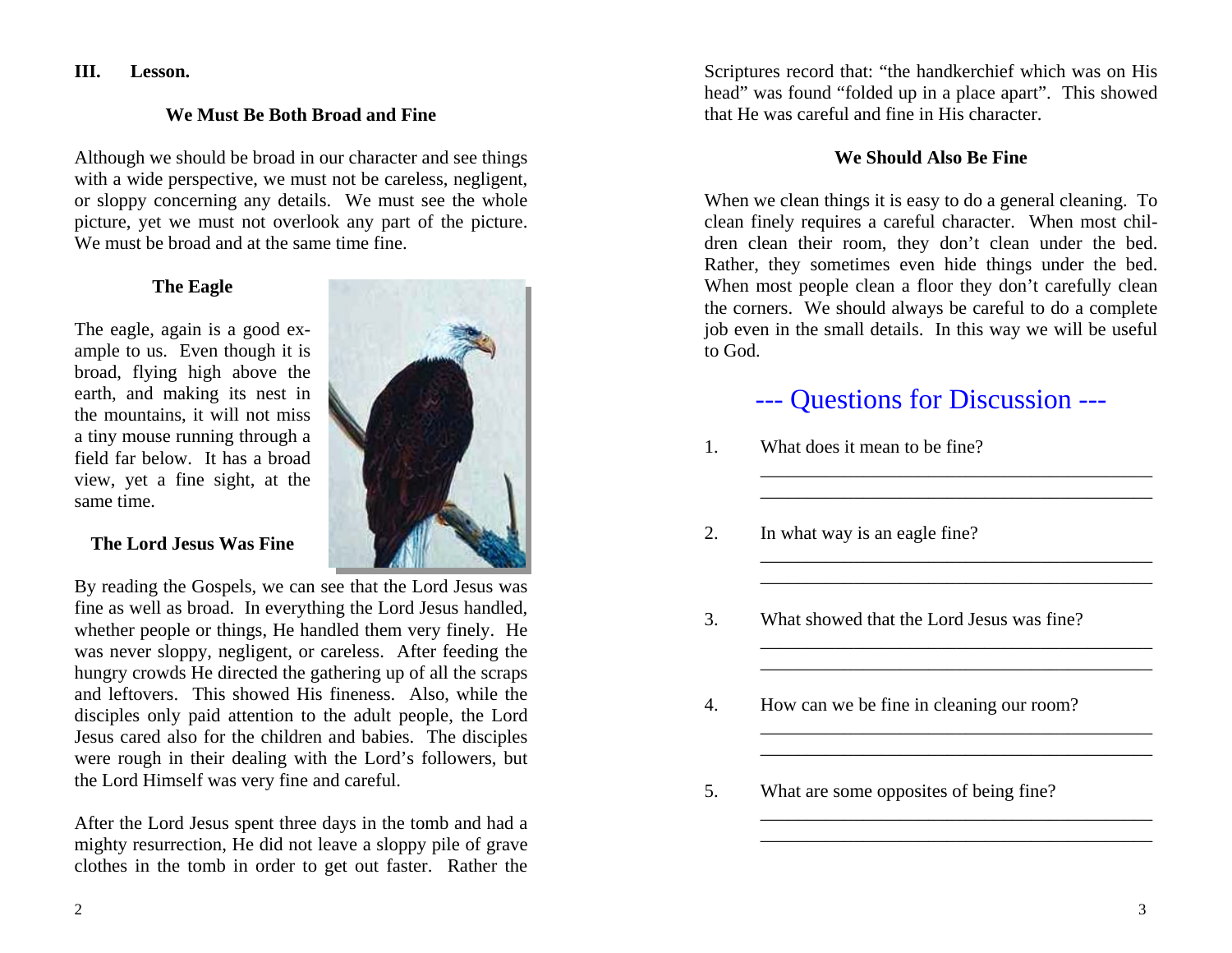### III. Lesson.

## We Must Be Both Broad and Fine

Although we should be broad in our character and see things with a wide perspective, we must not be careless, negligent, or sloppy concerning any details. We must see the whole picture, yet we must not overlook any part of the picture. We must be broad and at the same time fine.

### The Eagle

The eagle, again is a good example to us. Even though it is broad, flying high above the earth, and making its nest in the mountains, it will not miss a tiny mouse running through a field far below. It has a broad view, yet a fine sight, at the same time.

### The Lord Jesus Was Fine

By reading the Gospels, we can see that the Lord Jesus was fine as well as broad. In everything the Lord Jesus handled, whether people or things, He handled them very finely. He was never sloppy, negligent, or careless. After feeding the hungry crowds He directed the gathering up of all the scraps and leftovers. This showed His fineness. Also, while the disciples only paid attention to the adult people, the Lord Jesus cared also for the children and babies. The disciples were rough in their dealing with the Lord's followers, but the Lord Himself was very fine and careful.

After the Lord Jesus spent three days in the tomb and had a mighty resurrection, He did not leave a sloppy pile of grave clothes in the tomb in order to get out faster. Rather the Scriptures record that: "the handkerchief which was on His head" was found "folded up in a place apart". This showed that He was careful and fine in His character.

### We Should Also Be Fine

When we clean things it is easy to do a general cleaning. To clean finely requires a careful character. When most children clean their room, they don't clean under the bed. Rather, they sometimes even hide things under the bed. When most people clean a floor they don't carefully clean the corners. We should always be careful to do a complete job even in the small details. In this way we will be useful to God.

## --- Questions for Discussion ---

1. What does it mean to be fine?

   ____________________________________________

   ____________________________________________

2. In what way is an eagle fine?

   ____________________________________________

   ____________________________________________

3. What showed that the Lord Jesus was fine?

   ____________________________________________

   ____________________________________________

4. How can we be fine in cleaning our room?

   ____________________________________________

   ____________________________________________

5. What are some opposites of being fine?

   ____________________________________________

   ____________________________________________